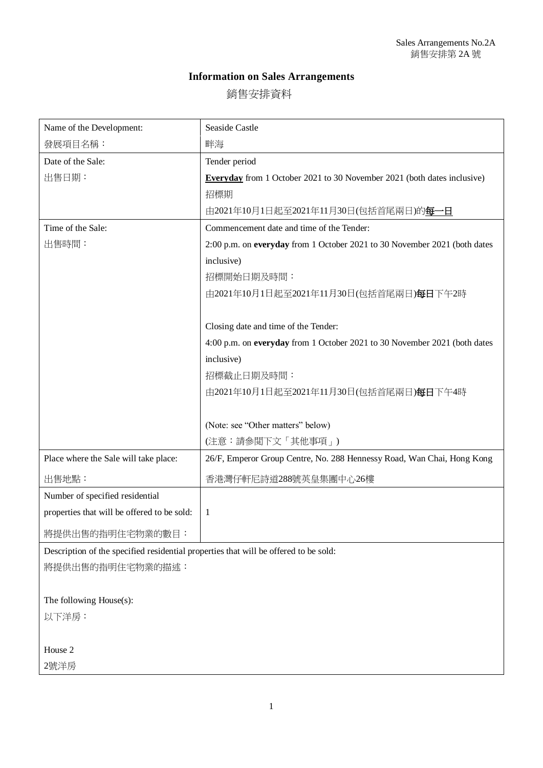Sales Arrangements No.2A
銷售安排第 2A 號

# Information on Sales Arrangements

# 銷售安排資料

| | |
|---|---|
| Name of the Development:<br>發展項目名稱： | Seaside Castle<br>畔海 |
| Date of the Sale:<br>出售日期： | Tender period<br>**Everyday** from 1 October 2021 to 30 November 2021 (both dates inclusive)<br>招標期<br>由2021年10月1日起至2021年11月30日(包括首尾兩日)的**每一日** |
| Time of the Sale:<br>出售時間： | Commencement date and time of the Tender:<br>2:00 p.m. on **everyday** from 1 October 2021 to 30 November 2021 (both dates inclusive)<br>招標開始日期及時間：<br>由2021年10月1日起至2021年11月30日(包括首尾兩日)**每日**下午2時<br><br>Closing date and time of the Tender:<br>4:00 p.m. on **everyday** from 1 October 2021 to 30 November 2021 (both dates inclusive)<br>招標截止日期及時間：<br>由2021年10月1日起至2021年11月30日(包括首尾兩日)**每日**下午4時<br><br>(Note: see "Other matters" below)<br>(注意：請參閱下文「其他事項」) |
| Place where the Sale will take place:<br>出售地點： | 26/F, Emperor Group Centre, No. 288 Hennessy Road, Wan Chai, Hong Kong<br>香港灣仔軒尼詩道288號英皇集團中心26樓 |
| Number of specified residential properties that will be offered to be sold:<br>將提供出售的指明住宅物業的數目： | 1 |

Description of the specified residential properties that will be offered to be sold:
將提供出售的指明住宅物業的描述：

The following House(s):
以下洋房：

House 2
2號洋房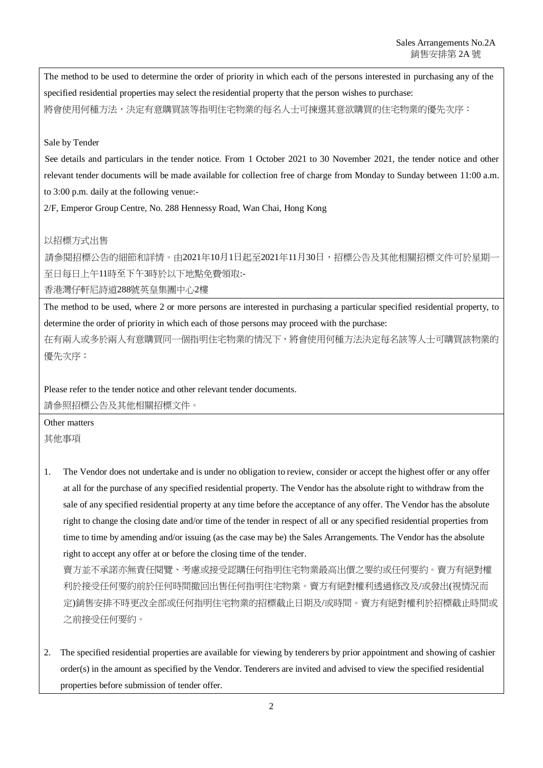The method to be used to determine the order of priority in which each of the persons interested in purchasing any of the specified residential properties may select the residential property that the person wishes to purchase:

將會使用何種方法，決定有意購買該等指明住宅物業的每名人士可揀選其意欲購買的住宅物業的優先次序：

Sale by Tender

See details and particulars in the tender notice. From 1 October 2021 to 30 November 2021, the tender notice and other relevant tender documents will be made available for collection free of charge from Monday to Sunday between 11:00 a.m. to 3:00 p.m. daily at the following venue:-

2/F, Emperor Group Centre, No. 288 Hennessy Road, Wan Chai, Hong Kong

以招標方式出售

請參閱招標公告的細節和詳情。由2021年10月1日起至2021年11月30日，招標公告及其他相關招標文件可於星期一至日每日上午11時至下午3時於以下地點免費領取:-

香港灣仔軒尼詩道288號英皇集團中心2樓

The method to be used, where 2 or more persons are interested in purchasing a particular specified residential property, to determine the order of priority in which each of those persons may proceed with the purchase:

在有兩人或多於兩人有意購買同一個指明住宅物業的情況下，將會使用何種方法決定每名該等人士可購買該物業的優先次序：

Please refer to the tender notice and other relevant tender documents.

請參照招標公告及其他相關招標文件。

Other matters

其他事項

1. The Vendor does not undertake and is under no obligation to review, consider or accept the highest offer or any offer at all for the purchase of any specified residential property. The Vendor has the absolute right to withdraw from the sale of any specified residential property at any time before the acceptance of any offer. The Vendor has the absolute right to change the closing date and/or time of the tender in respect of all or any specified residential properties from time to time by amending and/or issuing (as the case may be) the Sales Arrangements. The Vendor has the absolute right to accept any offer at or before the closing time of the tender.

   賣方並不承諾亦無責任閱覽、考慮或接受認購任何指明住宅物業最高出價之要約或任何要約。賣方有絕對權利於接受任何要約前於任何時間撤回出售任何指明住宅物業。賣方有絕對權利透過修改及/或發出(視情況而定)銷售安排不時更改全部或任何指明住宅物業的招標截止日期及/或時間。賣方有絕對權利於招標截止時間或之前接受任何要約。

2. The specified residential properties are available for viewing by tenderers by prior appointment and showing of cashier order(s) in the amount as specified by the Vendor. Tenderers are invited and advised to view the specified residential properties before submission of tender offer.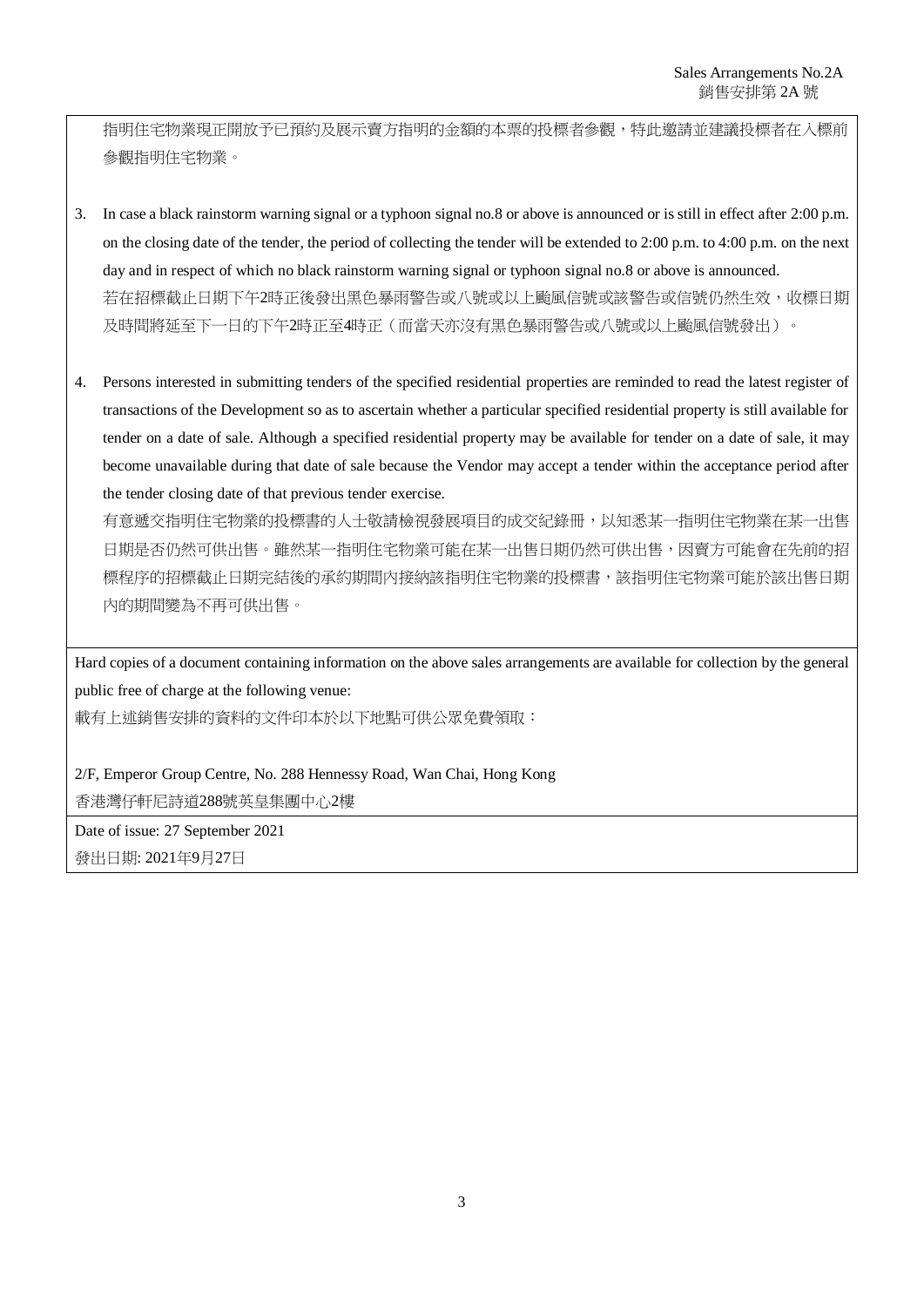指明住宅物業現正開放予已預約及展示賣方指明的金額的本票的投標者參觀，特此邀請並建議投標者在入標前參觀指明住宅物業。

3. In case a black rainstorm warning signal or a typhoon signal no.8 or above is announced or is still in effect after 2:00 p.m. on the closing date of the tender, the period of collecting the tender will be extended to 2:00 p.m. to 4:00 p.m. on the next day and in respect of which no black rainstorm warning signal or typhoon signal no.8 or above is announced.
若在招標截止日期下午2時正後發出黑色暴雨警告或八號或以上颱風信號或該警告或信號仍然生效，收標日期及時間將延至下一日的下午2時正至4時正（而當天亦沒有黑色暴雨警告或八號或以上颱風信號發出）。

4. Persons interested in submitting tenders of the specified residential properties are reminded to read the latest register of transactions of the Development so as to ascertain whether a particular specified residential property is still available for tender on a date of sale. Although a specified residential property may be available for tender on a date of sale, it may become unavailable during that date of sale because the Vendor may accept a tender within the acceptance period after the tender closing date of that previous tender exercise.
有意遞交指明住宅物業的投標書的人士敬請檢視發展項目的成交紀錄冊，以知悉某一指明住宅物業在某一出售日期是否仍然可供出售。雖然某一指明住宅物業可能在某一出售日期仍然可供出售，因賣方可能會在先前的招標程序的招標截止日期完結後的承約期間內接納該指明住宅物業的投標書，該指明住宅物業可能於該出售日期內的期間變為不再可供出售。

Hard copies of a document containing information on the above sales arrangements are available for collection by the general public free of charge at the following venue:
載有上述銷售安排的資料的文件印本於以下地點可供公眾免費領取：

2/F, Emperor Group Centre, No. 288 Hennessy Road, Wan Chai, Hong Kong
香港灣仔軒尼詩道288號英皇集團中心2樓

Date of issue: 27 September 2021
發出日期: 2021年9月27日